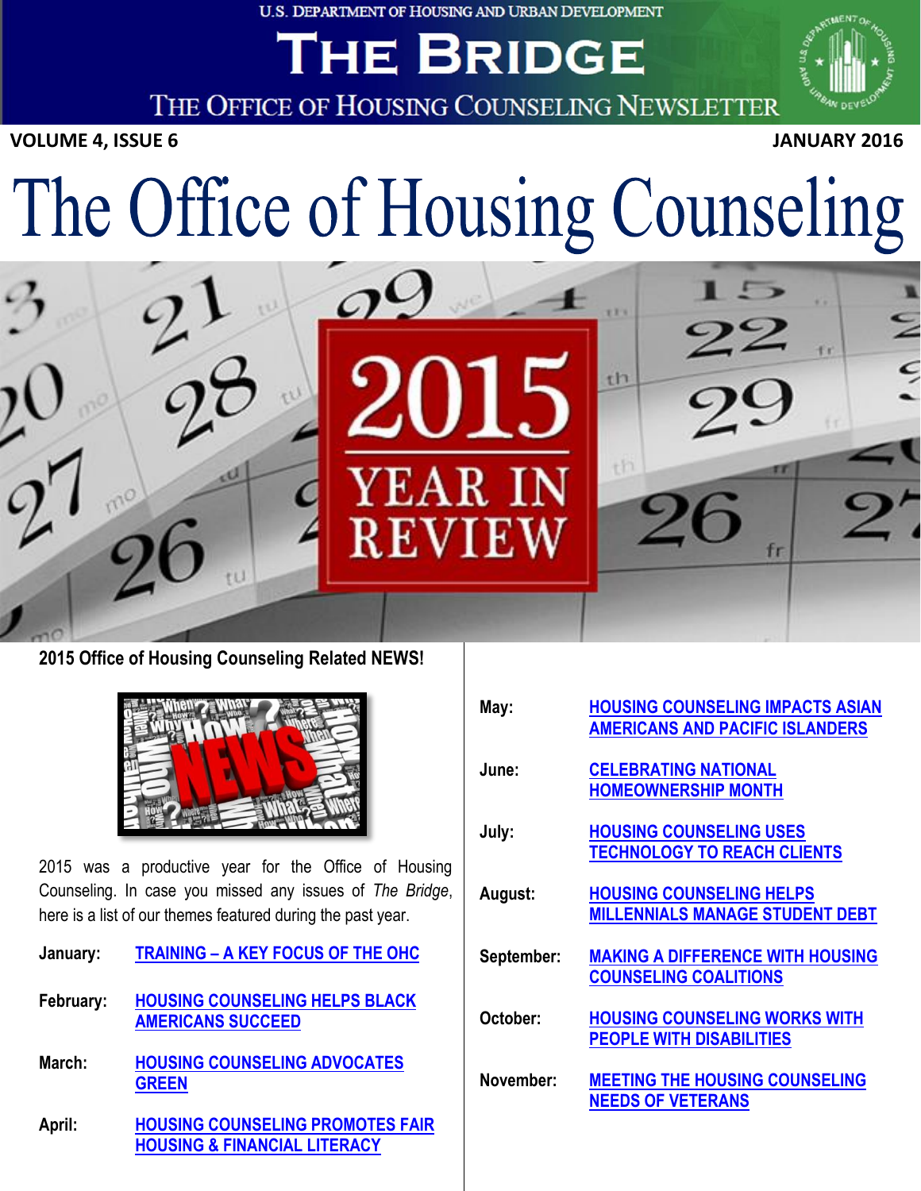U.S. DEPARTMENT OF HOUSING AND URBAN DEVELOPMENT

# THE BRIDGE

THE OFFICE OF HOUSING COUNSELING NEWSLETTER

**VOLUME 4, ISSUE 6** **JANUARY 2016**

# The Office of Housing Counseling

## 2015 YEAR IN REVIEW

### 2015 Office of Housing Counseling Related NEWS!

2015 was a productive year for the Office of Housing Counseling. In case you missed any issues of *The Bridge*, here is a list of our themes featured during the past year.

**January:** TRAINING – A KEY FOCUS OF THE OHC

**February:** HOUSING COUNSELING HELPS BLACK AMERICANS SUCCEED

**March:** HOUSING COUNSELING ADVOCATES GREEN

**April:** HOUSING COUNSELING PROMOTES FAIR HOUSING & FINANCIAL LITERACY

**May:** HOUSING COUNSELING IMPACTS ASIAN AMERICANS AND PACIFIC ISLANDERS

**June:** CELEBRATING NATIONAL HOMEOWNERSHIP MONTH

**July:** HOUSING COUNSELING USES TECHNOLOGY TO REACH CLIENTS

**August:** HOUSING COUNSELING HELPS MILLENNIALS MANAGE STUDENT DEBT

**September:** MAKING A DIFFERENCE WITH HOUSING COUNSELING COALITIONS

**October:** HOUSING COUNSELING WORKS WITH PEOPLE WITH DISABILITIES

**November:** MEETING THE HOUSING COUNSELING NEEDS OF VETERANS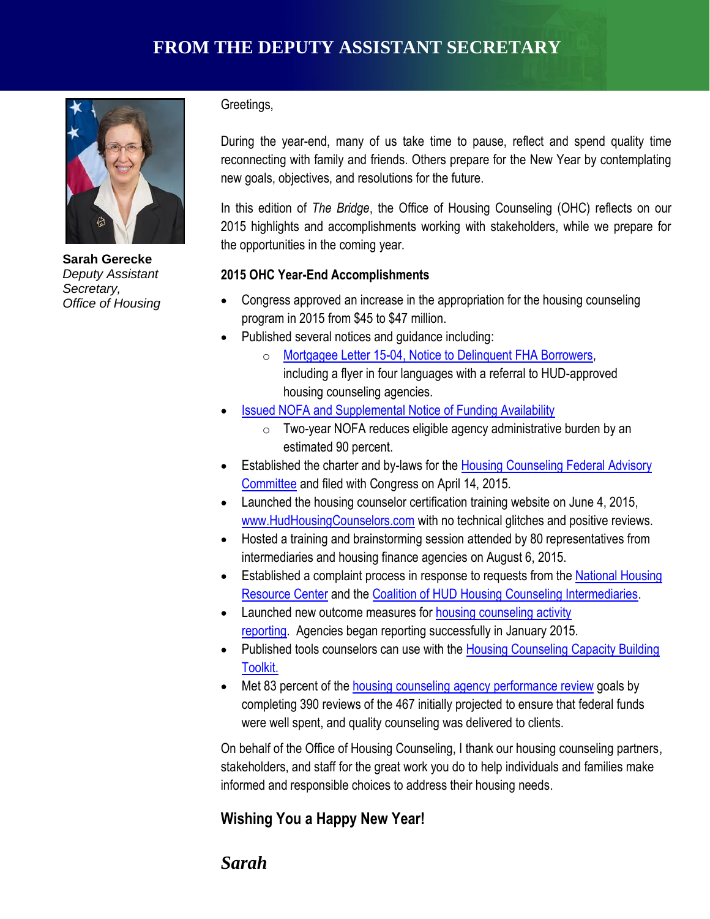# FROM THE DEPUTY ASSISTANT SECRETARY

**Sarah Gerecke**
*Deputy Assistant Secretary, Office of Housing*

Greetings,

During the year-end, many of us take time to pause, reflect and spend quality time reconnecting with family and friends. Others prepare for the New Year by contemplating new goals, objectives, and resolutions for the future.

In this edition of *The Bridge*, the Office of Housing Counseling (OHC) reflects on our 2015 highlights and accomplishments working with stakeholders, while we prepare for the opportunities in the coming year.

**2015 OHC Year-End Accomplishments**

- Congress approved an increase in the appropriation for the housing counseling program in 2015 from $45 to $47 million.
- Published several notices and guidance including:
  - Mortgagee Letter 15-04, Notice to Delinquent FHA Borrowers, including a flyer in four languages with a referral to HUD-approved housing counseling agencies.
- Issued NOFA and Supplemental Notice of Funding Availability
  - Two-year NOFA reduces eligible agency administrative burden by an estimated 90 percent.
- Established the charter and by-laws for the Housing Counseling Federal Advisory Committee and filed with Congress on April 14, 2015.
- Launched the housing counselor certification training website on June 4, 2015, www.HudHousingCounselors.com with no technical glitches and positive reviews.
- Hosted a training and brainstorming session attended by 80 representatives from intermediaries and housing finance agencies on August 6, 2015.
- Established a complaint process in response to requests from the National Housing Resource Center and the Coalition of HUD Housing Counseling Intermediaries.
- Launched new outcome measures for housing counseling activity reporting. Agencies began reporting successfully in January 2015.
- Published tools counselors can use with the Housing Counseling Capacity Building Toolkit.
- Met 83 percent of the housing counseling agency performance review goals by completing 390 reviews of the 467 initially projected to ensure that federal funds were well spent, and quality counseling was delivered to clients.

On behalf of the Office of Housing Counseling, I thank our housing counseling partners, stakeholders, and staff for the great work you do to help individuals and families make informed and responsible choices to address their housing needs.

**Wishing You a Happy New Year!**

***Sarah***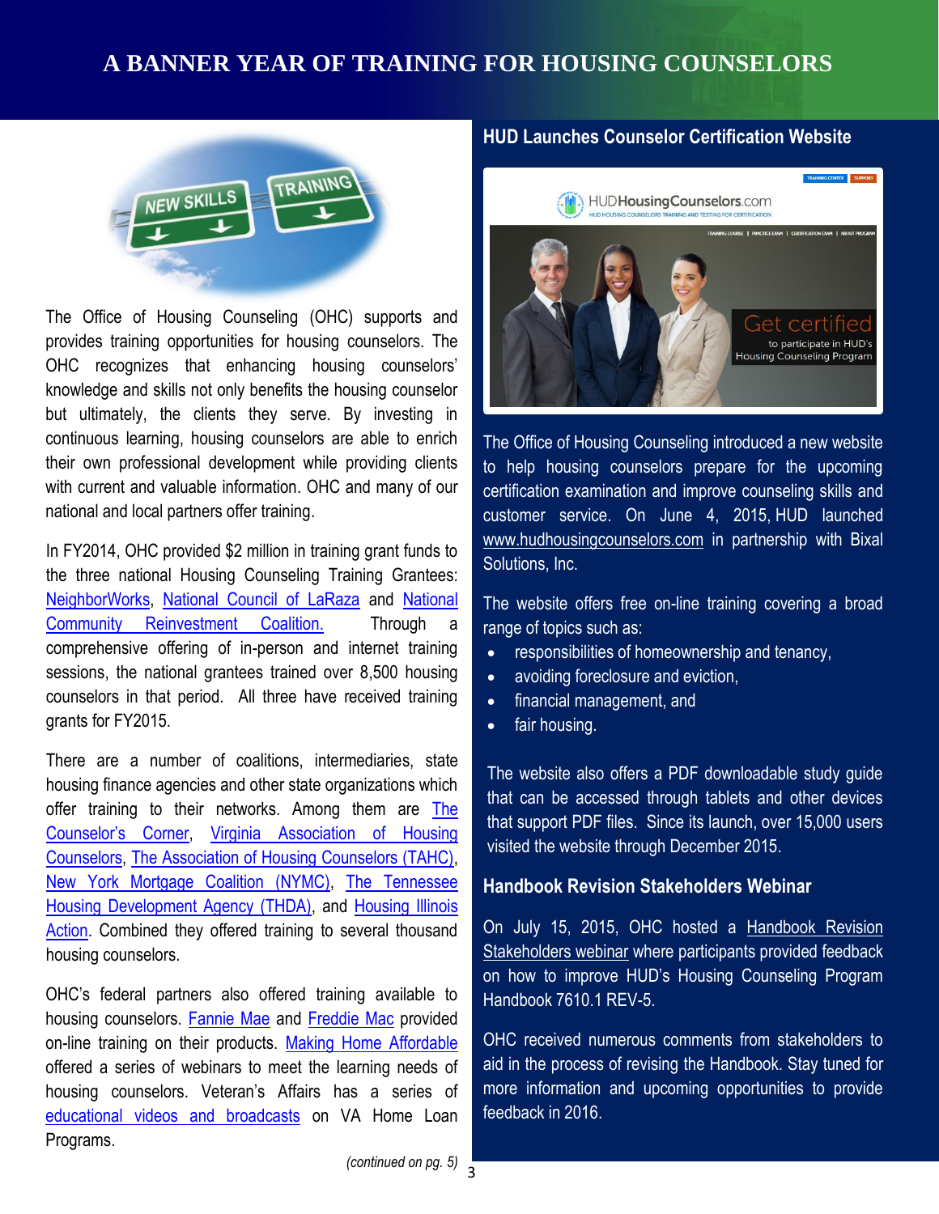# A BANNER YEAR OF TRAINING FOR HOUSING COUNSELORS

The Office of Housing Counseling (OHC) supports and provides training opportunities for housing counselors. The OHC recognizes that enhancing housing counselors' knowledge and skills not only benefits the housing counselor but ultimately, the clients they serve. By investing in continuous learning, housing counselors are able to enrich their own professional development while providing clients with current and valuable information. OHC and many of our national and local partners offer training.

In FY2014, OHC provided $2 million in training grant funds to the three national Housing Counseling Training Grantees: NeighborWorks, National Council of LaRaza and National Community Reinvestment Coalition. Through a comprehensive offering of in-person and internet training sessions, the national grantees trained over 8,500 housing counselors in that period. All three have received training grants for FY2015.

There are a number of coalitions, intermediaries, state housing finance agencies and other state organizations which offer training to their networks. Among them are The Counselor's Corner, Virginia Association of Housing Counselors, The Association of Housing Counselors (TAHC), New York Mortgage Coalition (NYMC), The Tennessee Housing Development Agency (THDA), and Housing Illinois Action. Combined they offered training to several thousand housing counselors.

OHC's federal partners also offered training available to housing counselors. Fannie Mae and Freddie Mac provided on-line training on their products. Making Home Affordable offered a series of webinars to meet the learning needs of housing counselors. Veteran's Affairs has a series of educational videos and broadcasts on VA Home Loan Programs.

*(continued on pg. 5)*

## HUD Launches Counselor Certification Website

The Office of Housing Counseling introduced a new website to help housing counselors prepare for the upcoming certification examination and improve counseling skills and customer service. On June 4, 2015, HUD launched www.hudhousingcounselors.com in partnership with Bixal Solutions, Inc.

The website offers free on-line training covering a broad range of topics such as:

- responsibilities of homeownership and tenancy,
- avoiding foreclosure and eviction,
- financial management, and
- fair housing.

The website also offers a PDF downloadable study guide that can be accessed through tablets and other devices that support PDF files. Since its launch, over 15,000 users visited the website through December 2015.

## Handbook Revision Stakeholders Webinar

On July 15, 2015, OHC hosted a Handbook Revision Stakeholders webinar where participants provided feedback on how to improve HUD's Housing Counseling Program Handbook 7610.1 REV-5.

OHC received numerous comments from stakeholders to aid in the process of revising the Handbook. Stay tuned for more information and upcoming opportunities to provide feedback in 2016.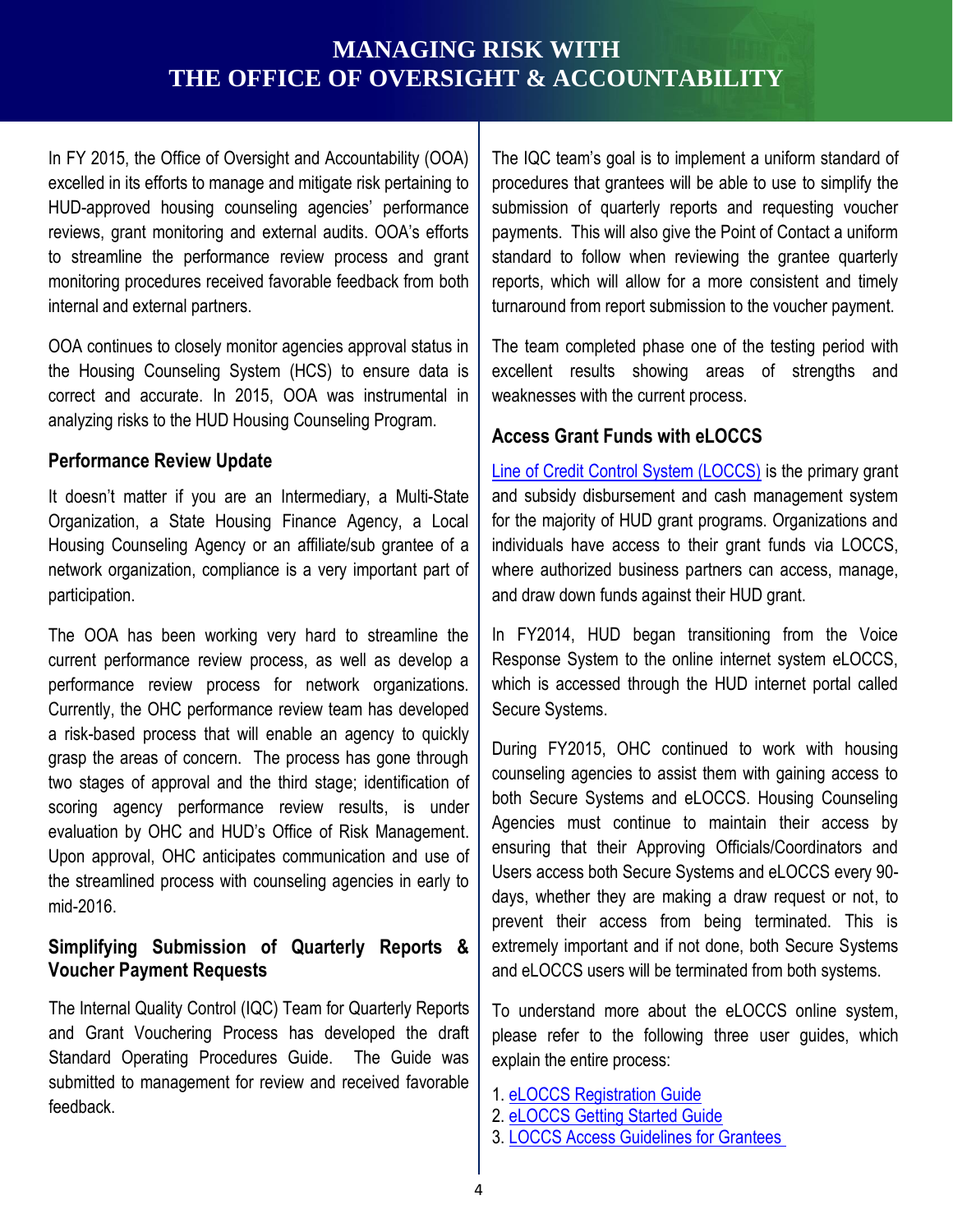# MANAGING RISK WITH THE OFFICE OF OVERSIGHT & ACCOUNTABILITY

In FY 2015, the Office of Oversight and Accountability (OOA) excelled in its efforts to manage and mitigate risk pertaining to HUD-approved housing counseling agencies' performance reviews, grant monitoring and external audits. OOA's efforts to streamline the performance review process and grant monitoring procedures received favorable feedback from both internal and external partners.

OOA continues to closely monitor agencies approval status in the Housing Counseling System (HCS) to ensure data is correct and accurate. In 2015, OOA was instrumental in analyzing risks to the HUD Housing Counseling Program.

## Performance Review Update

It doesn't matter if you are an Intermediary, a Multi-State Organization, a State Housing Finance Agency, a Local Housing Counseling Agency or an affiliate/sub grantee of a network organization, compliance is a very important part of participation.

The OOA has been working very hard to streamline the current performance review process, as well as develop a performance review process for network organizations. Currently, the OHC performance review team has developed a risk-based process that will enable an agency to quickly grasp the areas of concern. The process has gone through two stages of approval and the third stage; identification of scoring agency performance review results, is under evaluation by OHC and HUD's Office of Risk Management. Upon approval, OHC anticipates communication and use of the streamlined process with counseling agencies in early to mid-2016.

## Simplifying Submission of Quarterly Reports & Voucher Payment Requests

The Internal Quality Control (IQC) Team for Quarterly Reports and Grant Vouchering Process has developed the draft Standard Operating Procedures Guide. The Guide was submitted to management for review and received favorable feedback.

The IQC team's goal is to implement a uniform standard of procedures that grantees will be able to use to simplify the submission of quarterly reports and requesting voucher payments. This will also give the Point of Contact a uniform standard to follow when reviewing the grantee quarterly reports, which will allow for a more consistent and timely turnaround from report submission to the voucher payment.

The team completed phase one of the testing period with excellent results showing areas of strengths and weaknesses with the current process.

## Access Grant Funds with eLOCCS

Line of Credit Control System (LOCCS) is the primary grant and subsidy disbursement and cash management system for the majority of HUD grant programs. Organizations and individuals have access to their grant funds via LOCCS, where authorized business partners can access, manage, and draw down funds against their HUD grant.

In FY2014, HUD began transitioning from the Voice Response System to the online internet system eLOCCS, which is accessed through the HUD internet portal called Secure Systems.

During FY2015, OHC continued to work with housing counseling agencies to assist them with gaining access to both Secure Systems and eLOCCS. Housing Counseling Agencies must continue to maintain their access by ensuring that their Approving Officials/Coordinators and Users access both Secure Systems and eLOCCS every 90-days, whether they are making a draw request or not, to prevent their access from being terminated. This is extremely important and if not done, both Secure Systems and eLOCCS users will be terminated from both systems.

To understand more about the eLOCCS online system, please refer to the following three user guides, which explain the entire process:

1. eLOCCS Registration Guide
2. eLOCCS Getting Started Guide
3. LOCCS Access Guidelines for Grantees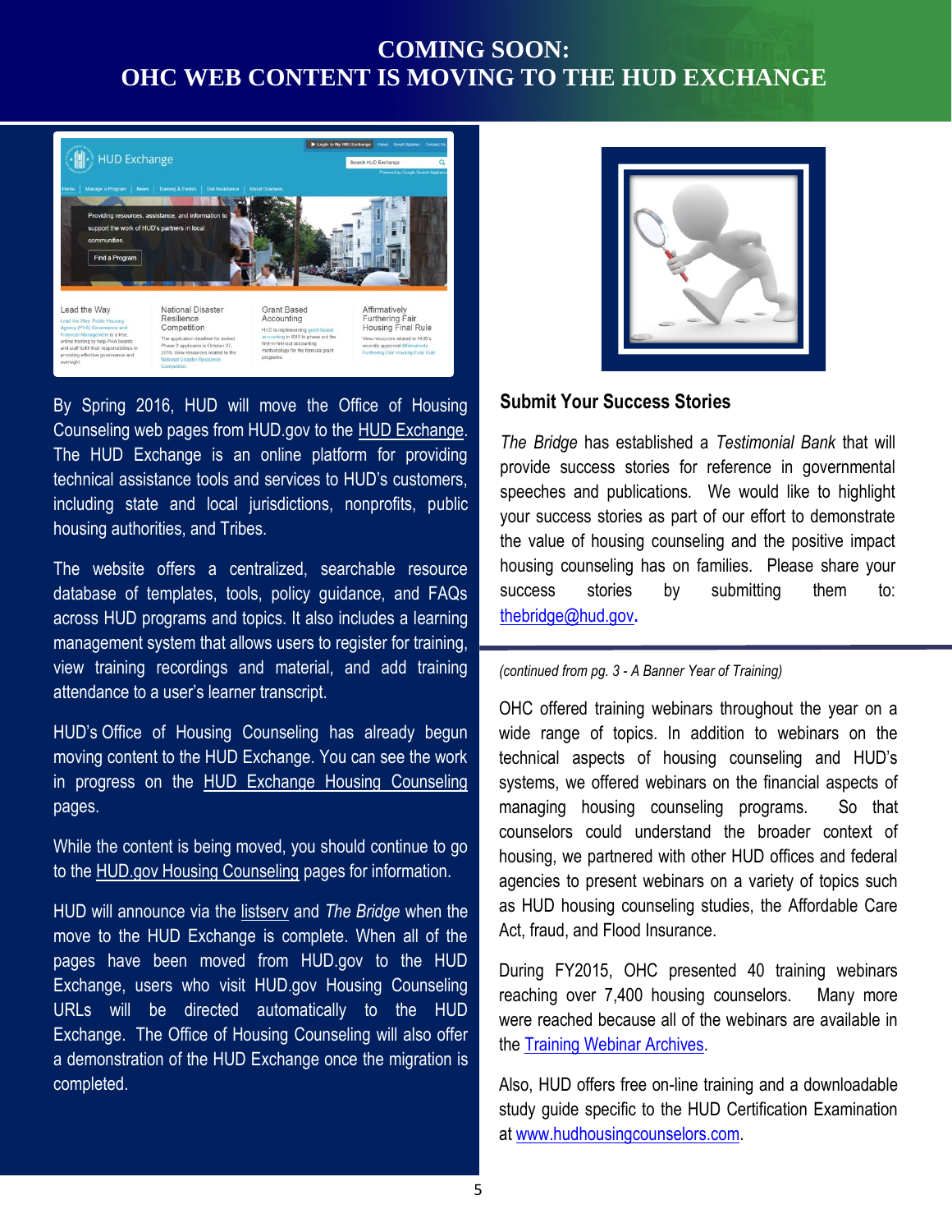# COMING SOON: OHC WEB CONTENT IS MOVING TO THE HUD EXCHANGE

By Spring 2016, HUD will move the Office of Housing Counseling web pages from HUD.gov to the HUD Exchange. The HUD Exchange is an online platform for providing technical assistance tools and services to HUD's customers, including state and local jurisdictions, nonprofits, public housing authorities, and Tribes.

The website offers a centralized, searchable resource database of templates, tools, policy guidance, and FAQs across HUD programs and topics. It also includes a learning management system that allows users to register for training, view training recordings and material, and add training attendance to a user's learner transcript.

HUD's Office of Housing Counseling has already begun moving content to the HUD Exchange. You can see the work in progress on the HUD Exchange Housing Counseling pages.

While the content is being moved, you should continue to go to the HUD.gov Housing Counseling pages for information.

HUD will announce via the listserv and *The Bridge* when the move to the HUD Exchange is complete. When all of the pages have been moved from HUD.gov to the HUD Exchange, users who visit HUD.gov Housing Counseling URLs will be directed automatically to the HUD Exchange. The Office of Housing Counseling will also offer a demonstration of the HUD Exchange once the migration is completed.

## Submit Your Success Stories

*The Bridge* has established a *Testimonial Bank* that will provide success stories for reference in governmental speeches and publications. We would like to highlight your success stories as part of our effort to demonstrate the value of housing counseling and the positive impact housing counseling has on families. Please share your success stories by submitting them to: thebridge@hud.gov.

*(continued from pg. 3 - A Banner Year of Training)*

OHC offered training webinars throughout the year on a wide range of topics. In addition to webinars on the technical aspects of housing counseling and HUD's systems, we offered webinars on the financial aspects of managing housing counseling programs. So that counselors could understand the broader context of housing, we partnered with other HUD offices and federal agencies to present webinars on a variety of topics such as HUD housing counseling studies, the Affordable Care Act, fraud, and Flood Insurance.

During FY2015, OHC presented 40 training webinars reaching over 7,400 housing counselors. Many more were reached because all of the webinars are available in the Training Webinar Archives.

Also, HUD offers free on-line training and a downloadable study guide specific to the HUD Certification Examination at www.hudhousingcounselors.com.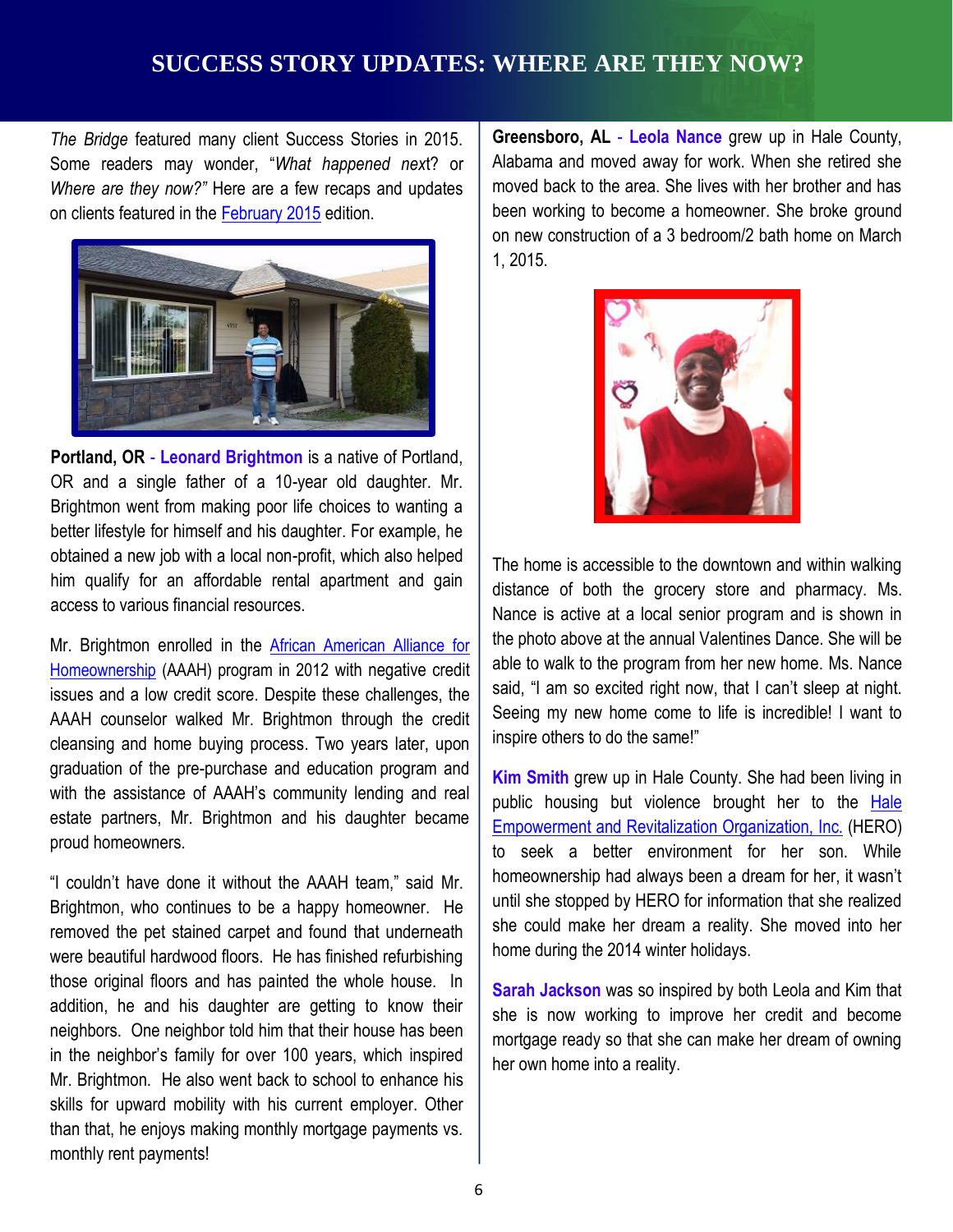# SUCCESS STORY UPDATES: WHERE ARE THEY NOW?

*The Bridge* featured many client Success Stories in 2015. Some readers may wonder, "*What happened next*? or *Where are they now?*" Here are a few recaps and updates on clients featured in the February 2015 edition.

**Portland, OR** - **Leonard Brightmon** is a native of Portland, OR and a single father of a 10-year old daughter. Mr. Brightmon went from making poor life choices to wanting a better lifestyle for himself and his daughter. For example, he obtained a new job with a local non-profit, which also helped him qualify for an affordable rental apartment and gain access to various financial resources.

Mr. Brightmon enrolled in the African American Alliance for Homeownership (AAAH) program in 2012 with negative credit issues and a low credit score. Despite these challenges, the AAAH counselor walked Mr. Brightmon through the credit cleansing and home buying process. Two years later, upon graduation of the pre-purchase and education program and with the assistance of AAAH's community lending and real estate partners, Mr. Brightmon and his daughter became proud homeowners.

"I couldn't have done it without the AAAH team," said Mr. Brightmon, who continues to be a happy homeowner. He removed the pet stained carpet and found that underneath were beautiful hardwood floors. He has finished refurbishing those original floors and has painted the whole house. In addition, he and his daughter are getting to know their neighbors. One neighbor told him that their house has been in the neighbor's family for over 100 years, which inspired Mr. Brightmon. He also went back to school to enhance his skills for upward mobility with his current employer. Other than that, he enjoys making monthly mortgage payments vs. monthly rent payments!

**Greensboro, AL** - **Leola Nance** grew up in Hale County, Alabama and moved away for work. When she retired she moved back to the area. She lives with her brother and has been working to become a homeowner. She broke ground on new construction of a 3 bedroom/2 bath home on March 1, 2015.

The home is accessible to the downtown and within walking distance of both the grocery store and pharmacy. Ms. Nance is active at a local senior program and is shown in the photo above at the annual Valentines Dance. She will be able to walk to the program from her new home. Ms. Nance said, "I am so excited right now, that I can't sleep at night. Seeing my new home come to life is incredible! I want to inspire others to do the same!"

**Kim Smith** grew up in Hale County. She had been living in public housing but violence brought her to the Hale Empowerment and Revitalization Organization, Inc. (HERO) to seek a better environment for her son. While homeownership had always been a dream for her, it wasn't until she stopped by HERO for information that she realized she could make her dream a reality. She moved into her home during the 2014 winter holidays.

**Sarah Jackson** was so inspired by both Leola and Kim that she is now working to improve her credit and become mortgage ready so that she can make her dream of owning her own home into a reality.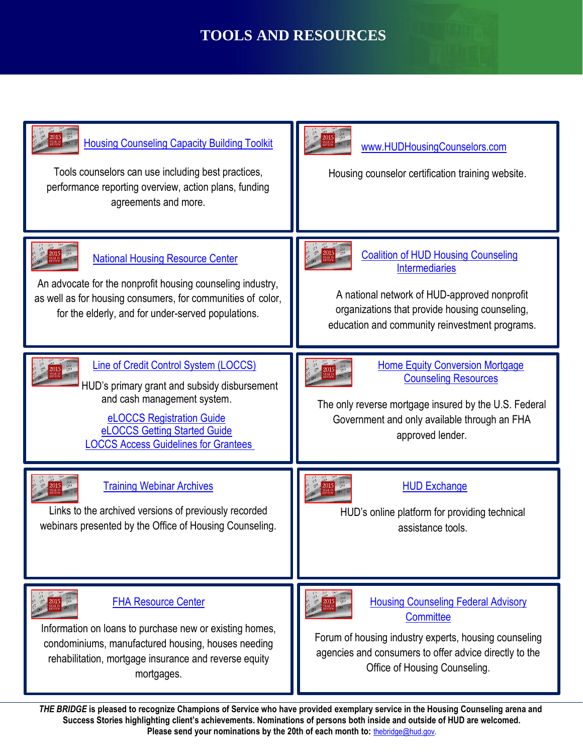# TOOLS AND RESOURCES

**Housing Counseling Capacity Building Toolkit**

Tools counselors can use including best practices, performance reporting overview, action plans, funding agreements and more.

**www.HUDHousingCounselors.com**

Housing counselor certification training website.

**National Housing Resource Center**

An advocate for the nonprofit housing counseling industry, as well as for housing consumers, for communities of color, for the elderly, and for under-served populations.

**Coalition of HUD Housing Counseling Intermediaries**

A national network of HUD-approved nonprofit organizations that provide housing counseling, education and community reinvestment programs.

**Line of Credit Control System (LOCCS)**

HUD's primary grant and subsidy disbursement and cash management system.

- eLOCCS Registration Guide
- eLOCCS Getting Started Guide
- LOCCS Access Guidelines for Grantees

**Home Equity Conversion Mortgage Counseling Resources**

The only reverse mortgage insured by the U.S. Federal Government and only available through an FHA approved lender.

**Training Webinar Archives**

Links to the archived versions of previously recorded webinars presented by the Office of Housing Counseling.

**HUD Exchange**

HUD's online platform for providing technical assistance tools.

**FHA Resource Center**

Information on loans to purchase new or existing homes, condominiums, manufactured housing, houses needing rehabilitation, mortgage insurance and reverse equity mortgages.

**Housing Counseling Federal Advisory Committee**

Forum of housing industry experts, housing counseling agencies and consumers to offer advice directly to the Office of Housing Counseling.

***THE BRIDGE*** **is pleased to recognize Champions of Service who have provided exemplary service in the Housing Counseling arena and Success Stories highlighting client's achievements. Nominations of persons both inside and outside of HUD are welcomed. Please send your nominations by the 20th of each month to:** thebridge@hud.gov.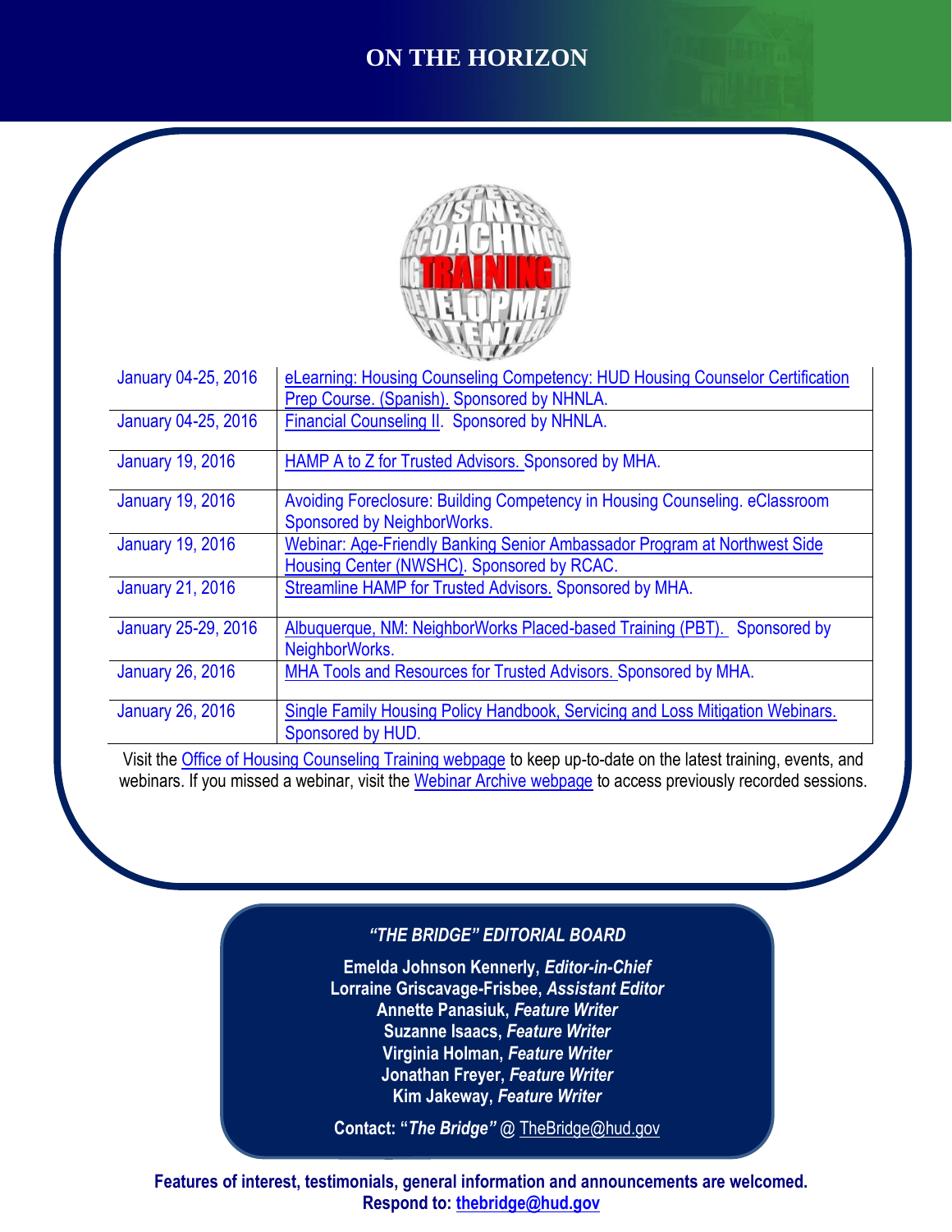# ON THE HORIZON

| | |
|---|---|
| January 04-25, 2016 | eLearning: Housing Counseling Competency: HUD Housing Counselor Certification Prep Course. (Spanish). Sponsored by NHNLA. |
| January 04-25, 2016 | Financial Counseling II. Sponsored by NHNLA. |
| January 19, 2016 | HAMP A to Z for Trusted Advisors. Sponsored by MHA. |
| January 19, 2016 | Avoiding Foreclosure: Building Competency in Housing Counseling. eClassroom Sponsored by NeighborWorks. |
| January 19, 2016 | Webinar: Age-Friendly Banking Senior Ambassador Program at Northwest Side Housing Center (NWSHC). Sponsored by RCAC. |
| January 21, 2016 | Streamline HAMP for Trusted Advisors. Sponsored by MHA. |
| January 25-29, 2016 | Albuquerque, NM: NeighborWorks Placed-based Training (PBT). Sponsored by NeighborWorks. |
| January 26, 2016 | MHA Tools and Resources for Trusted Advisors. Sponsored by MHA. |
| January 26, 2016 | Single Family Housing Policy Handbook, Servicing and Loss Mitigation Webinars. Sponsored by HUD. |

Visit the Office of Housing Counseling Training webpage to keep up-to-date on the latest training, events, and webinars. If you missed a webinar, visit the Webinar Archive webpage to access previously recorded sessions.

***"THE BRIDGE" EDITORIAL BOARD***

**Emelda Johnson Kennerly, *Editor-in-Chief***
**Lorraine Griscavage-Frisbee, *Assistant Editor***
**Annette Panasiuk, *Feature Writer***
**Suzanne Isaacs, *Feature Writer***
**Virginia Holman, *Feature Writer***
**Jonathan Freyer, *Feature Writer***
**Kim Jakeway, *Feature Writer***

**Contact: "*The Bridge*"** @ TheBridge@hud.gov

**Features of interest, testimonials, general information and announcements are welcomed.**
**Respond to: thebridge@hud.gov**